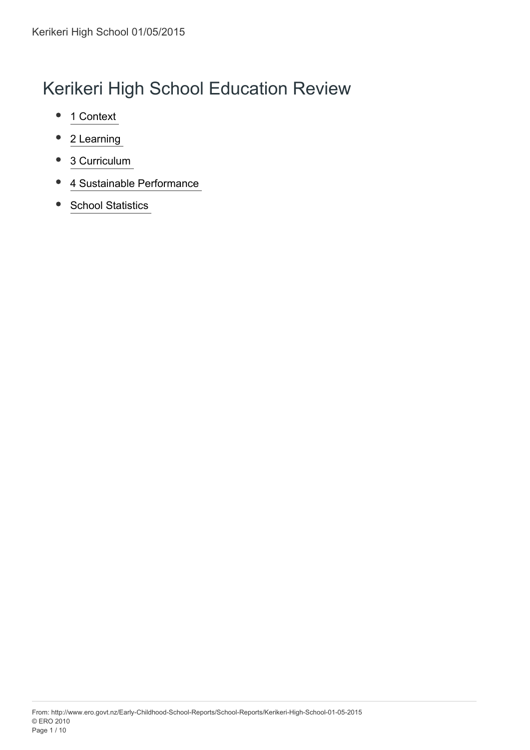# Kerikeri High School Education Review

- 1 Context
- 2 Learning
- 3 Curriculum
- 4 Sustainable Performance
- School Statistics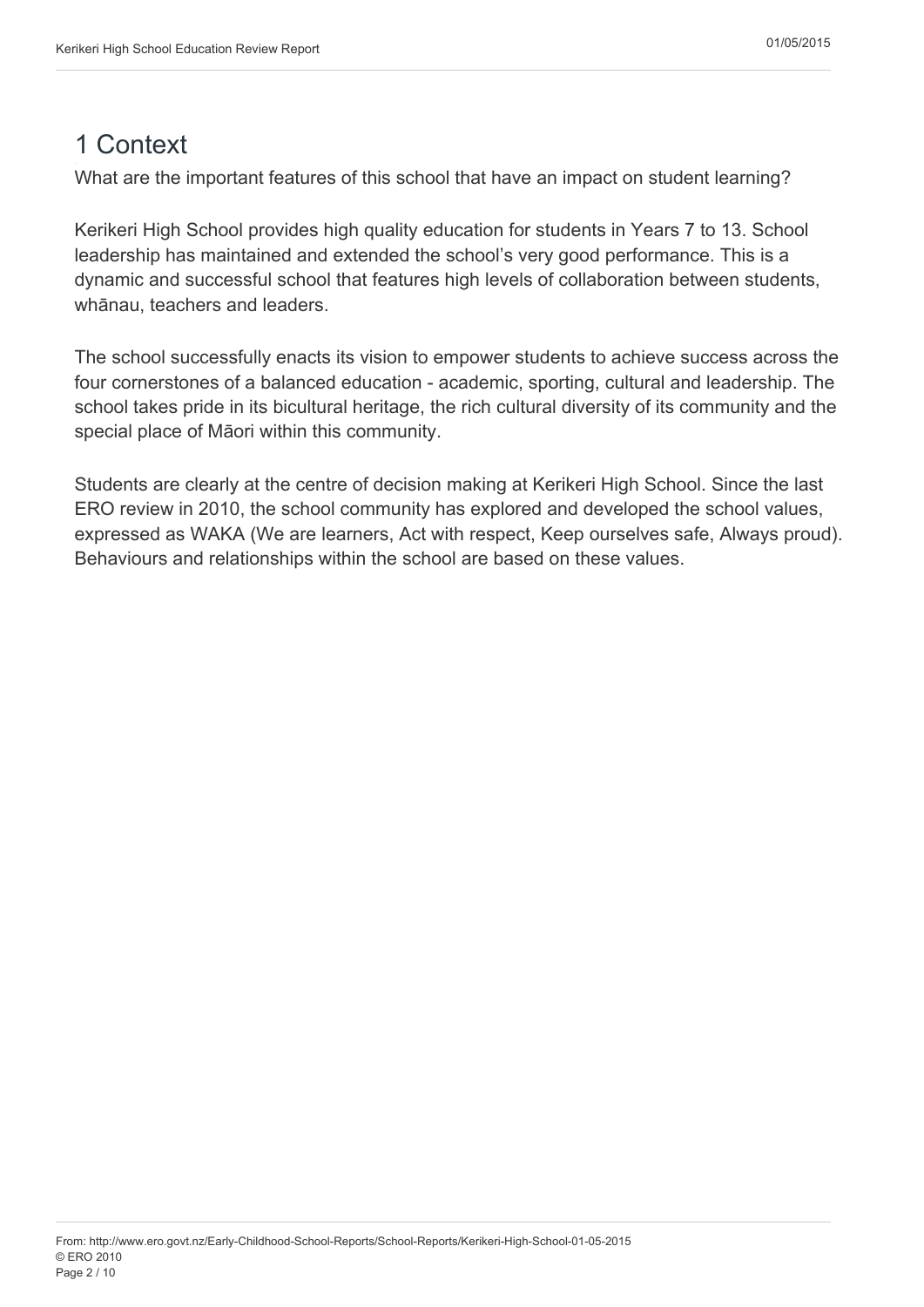# 1 Context

What are the important features of this school that have an impact on student learning?

Kerikeri High School provides high quality education for students in Years 7 to 13. School leadership has maintained and extended the school's very good performance. This is a dynamic and successful school that features high levels of collaboration between students, whānau, teachers and leaders.

The school successfully enacts its vision to empower students to achieve success across the four cornerstones of a balanced education - academic, sporting, cultural and leadership. The school takes pride in its bicultural heritage, the rich cultural diversity of its community and the special place of Māori within this community.

Students are clearly at the centre of decision making at Kerikeri High School. Since the last ERO review in 2010, the school community has explored and developed the school values, expressed as WAKA (We are learners, Act with respect, Keep ourselves safe, Always proud). Behaviours and relationships within the school are based on these values.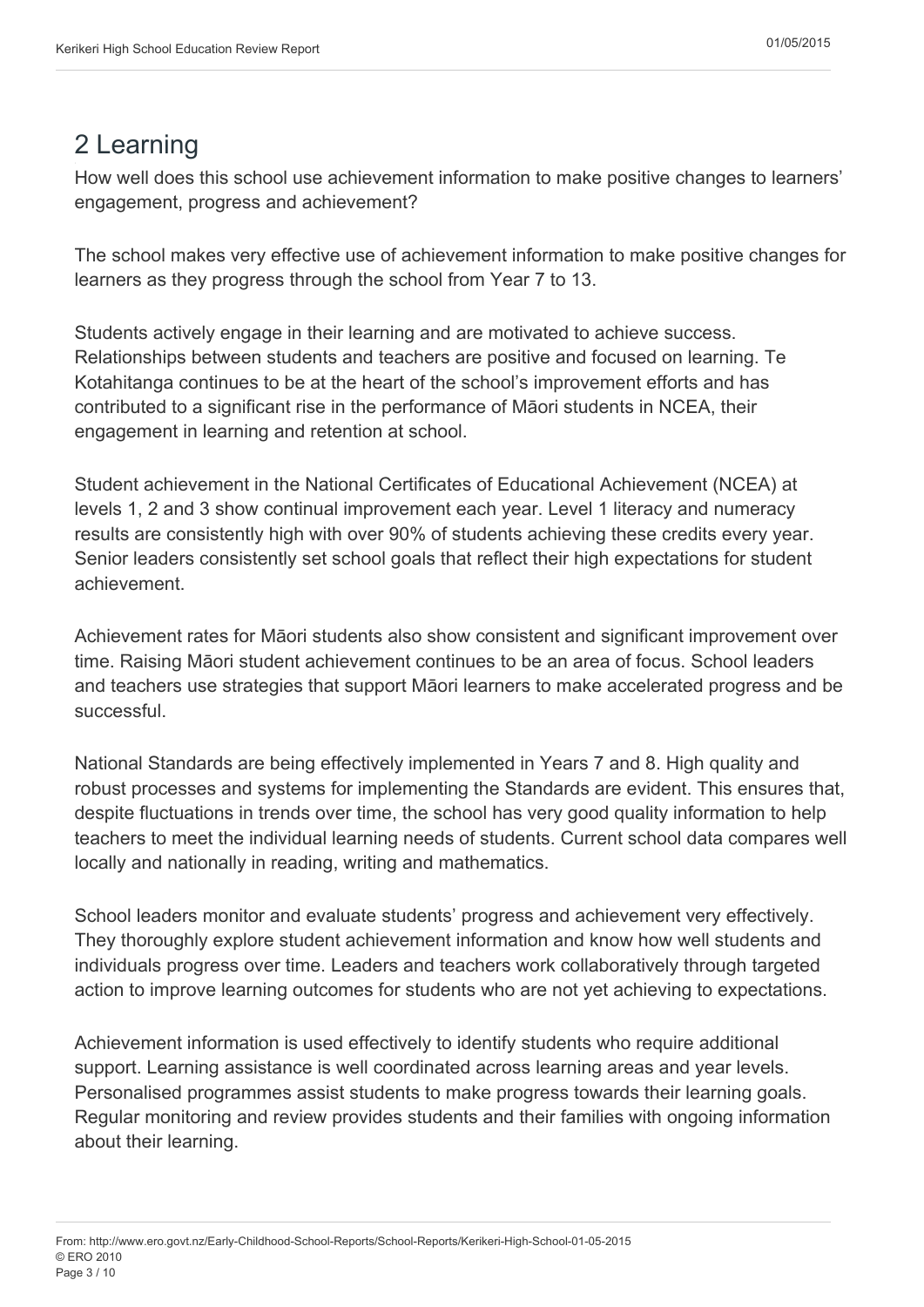## 2 Learning

How well does this school use achievement information to make positive changes to learners' engagement, progress and achievement?

The school makes very effective use of achievement information to make positive changes for learners as they progress through the school from Year 7 to 13.

Students actively engage in their learning and are motivated to achieve success. Relationships between students and teachers are positive and focused on learning. Te Kotahitanga continues to be at the heart of the school's improvement efforts and has contributed to a significant rise in the performance of Māori students in NCEA, their engagement in learning and retention at school.

Student achievement in the National Certificates of Educational Achievement (NCEA) at levels 1, 2 and 3 show continual improvement each year. Level 1 literacy and numeracy results are consistently high with over 90% of students achieving these credits every year. Senior leaders consistently set school goals that reflect their high expectations for student achievement.

Achievement rates for Māori students also show consistent and significant improvement over time. Raising Māori student achievement continues to be an area of focus. School leaders and teachers use strategies that support Māori learners to make accelerated progress and be successful.

National Standards are being effectively implemented in Years 7 and 8. High quality and robust processes and systems for implementing the Standards are evident. This ensures that, despite fluctuations in trends over time, the school has very good quality information to help teachers to meet the individual learning needs of students. Current school data compares well locally and nationally in reading, writing and mathematics.

School leaders monitor and evaluate students' progress and achievement very effectively. They thoroughly explore student achievement information and know how well students and individuals progress over time. Leaders and teachers work collaboratively through targeted action to improve learning outcomes for students who are not yet achieving to expectations.

Achievement information is used effectively to identify students who require additional support. Learning assistance is well coordinated across learning areas and year levels. Personalised programmes assist students to make progress towards their learning goals. Regular monitoring and review provides students and their families with ongoing information about their learning.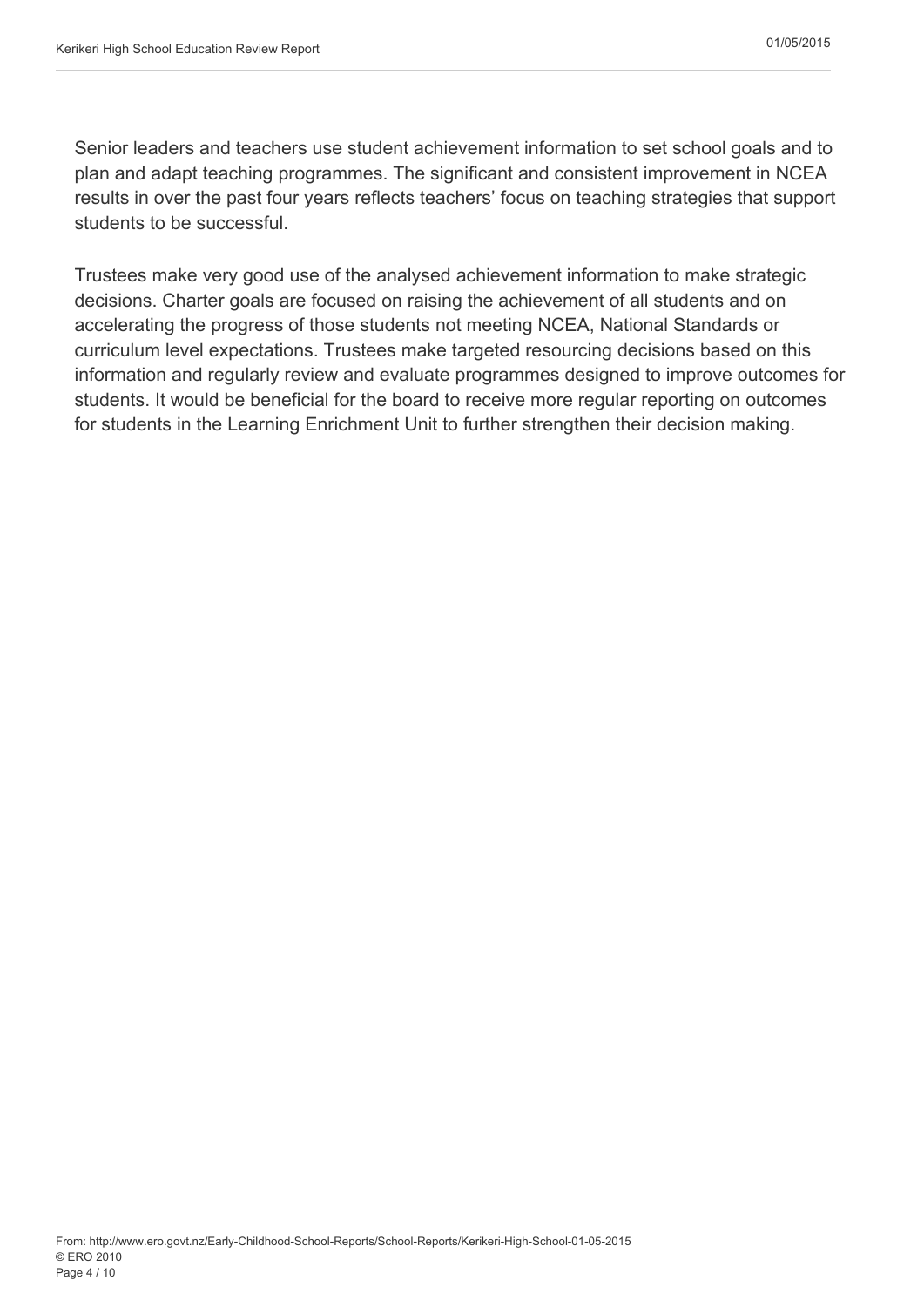Senior leaders and teachers use student achievement information to set school goals and to plan and adapt teaching programmes. The significant and consistent improvement in NCEA results in over the past four years reflects teachers' focus on teaching strategies that support students to be successful.

Trustees make very good use of the analysed achievement information to make strategic decisions. Charter goals are focused on raising the achievement of all students and on accelerating the progress of those students not meeting NCEA, National Standards or curriculum level expectations. Trustees make targeted resourcing decisions based on this information and regularly review and evaluate programmes designed to improve outcomes for students. It would be beneficial for the board to receive more regular reporting on outcomes for students in the Learning Enrichment Unit to further strengthen their decision making.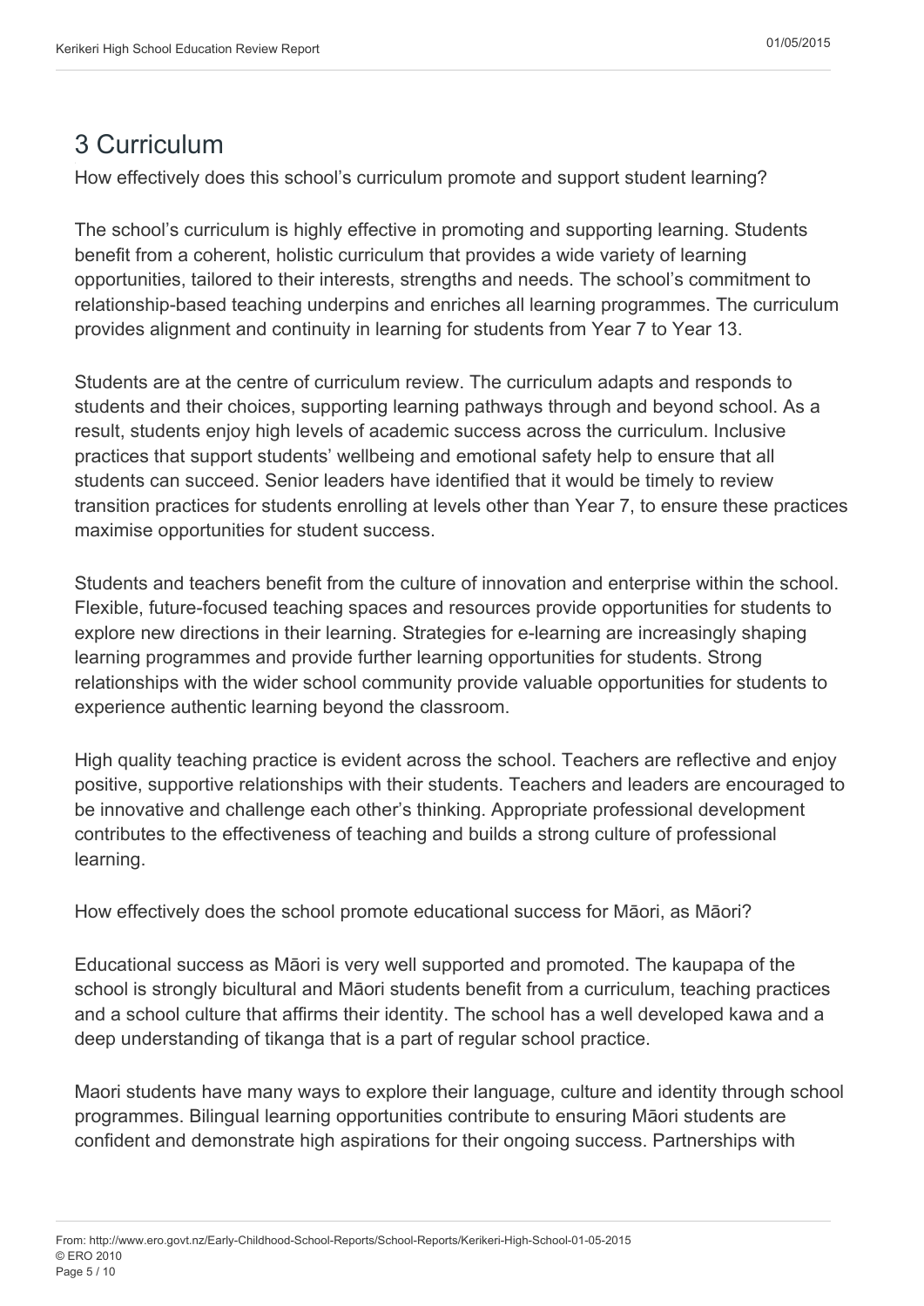## 3 Curriculum

How effectively does this school's curriculum promote and support student learning?

The school's curriculum is highly effective in promoting and supporting learning. Students benefit from a coherent, holistic curriculum that provides a wide variety of learning opportunities, tailored to their interests, strengths and needs. The school's commitment to relationship-based teaching underpins and enriches all learning programmes. The curriculum provides alignment and continuity in learning for students from Year 7 to Year 13.

Students are at the centre of curriculum review. The curriculum adapts and responds to students and their choices, supporting learning pathways through and beyond school. As a result, students enjoy high levels of academic success across the curriculum. Inclusive practices that support students' wellbeing and emotional safety help to ensure that all students can succeed. Senior leaders have identified that it would be timely to review transition practices for students enrolling at levels other than Year 7, to ensure these practices maximise opportunities for student success.

Students and teachers benefit from the culture of innovation and enterprise within the school. Flexible, future-focused teaching spaces and resources provide opportunities for students to explore new directions in their learning. Strategies for e-learning are increasingly shaping learning programmes and provide further learning opportunities for students. Strong relationships with the wider school community provide valuable opportunities for students to experience authentic learning beyond the classroom.

High quality teaching practice is evident across the school. Teachers are reflective and enjoy positive, supportive relationships with their students. Teachers and leaders are encouraged to be innovative and challenge each other's thinking. Appropriate professional development contributes to the effectiveness of teaching and builds a strong culture of professional learning.

How effectively does the school promote educational success for Māori, as Māori?

Educational success as Māori is very well supported and promoted. The kaupapa of the school is strongly bicultural and Māori students benefit from a curriculum, teaching practices and a school culture that affirms their identity. The school has a well developed kawa and a deep understanding of tikanga that is a part of regular school practice.

Maori students have many ways to explore their language, culture and identity through school programmes. Bilingual learning opportunities contribute to ensuring Māori students are confident and demonstrate high aspirations for their ongoing success. Partnerships with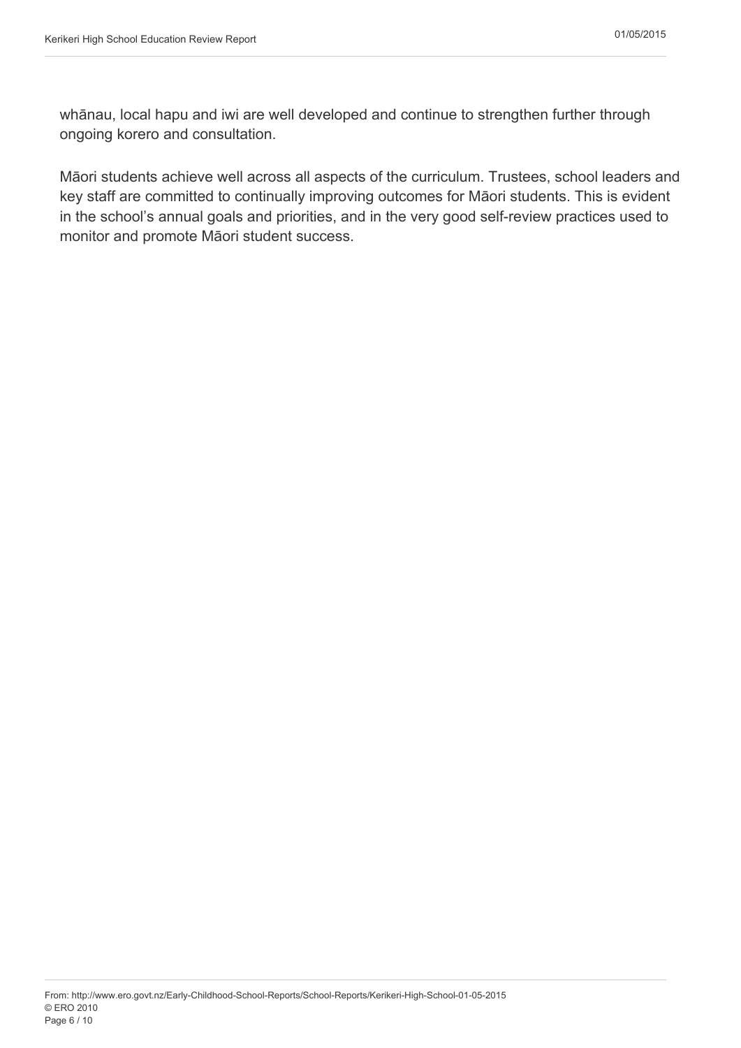whānau, local hapu and iwi are well developed and continue to strengthen further through ongoing korero and consultation.

Māori students achieve well across all aspects of the curriculum. Trustees, school leaders and key staff are committed to continually improving outcomes for Māori students. This is evident in the school's annual goals and priorities, and in the very good self-review practices used to monitor and promote Māori student success.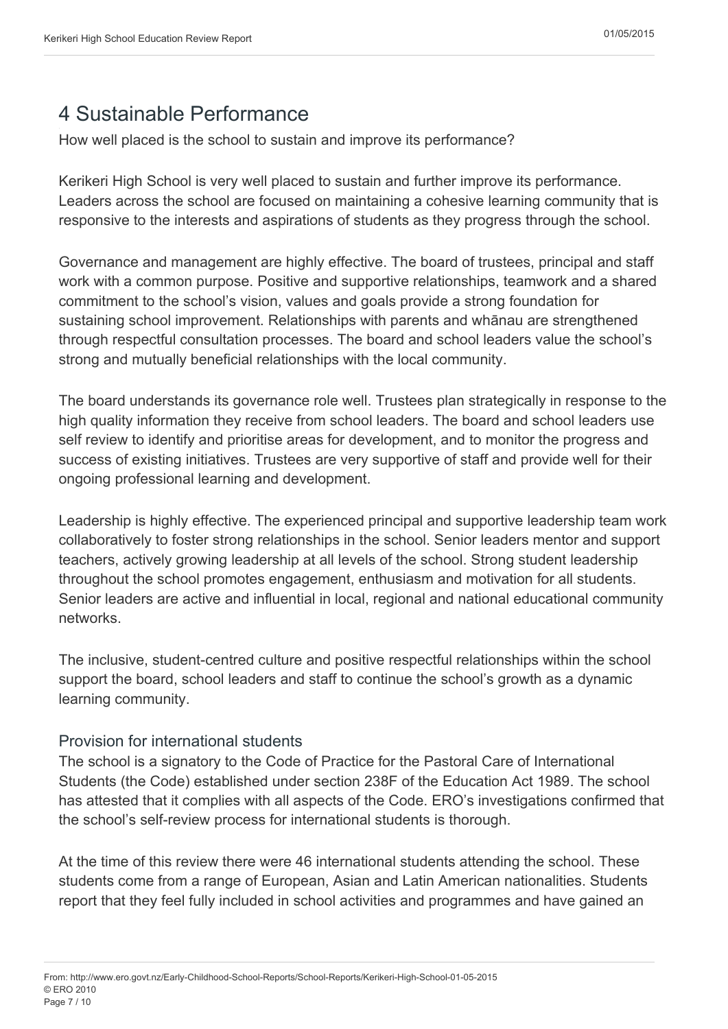# 4 Sustainable Performance

How well placed is the school to sustain and improve its performance?

Kerikeri High School is very well placed to sustain and further improve its performance. Leaders across the school are focused on maintaining a cohesive learning community that is responsive to the interests and aspirations of students as they progress through the school.

Governance and management are highly effective. The board of trustees, principal and staff work with a common purpose. Positive and supportive relationships, teamwork and a shared commitment to the school's vision, values and goals provide a strong foundation for sustaining school improvement. Relationships with parents and whānau are strengthened through respectful consultation processes. The board and school leaders value the school's strong and mutually beneficial relationships with the local community.

The board understands its governance role well. Trustees plan strategically in response to the high quality information they receive from school leaders. The board and school leaders use self review to identify and prioritise areas for development, and to monitor the progress and success of existing initiatives. Trustees are very supportive of staff and provide well for their ongoing professional learning and development.

Leadership is highly effective. The experienced principal and supportive leadership team work collaboratively to foster strong relationships in the school. Senior leaders mentor and support teachers, actively growing leadership at all levels of the school. Strong student leadership throughout the school promotes engagement, enthusiasm and motivation for all students. Senior leaders are active and influential in local, regional and national educational community networks.

The inclusive, student-centred culture and positive respectful relationships within the school support the board, school leaders and staff to continue the school's growth as a dynamic learning community.

## Provision for international students

The school is a signatory to the Code of Practice for the Pastoral Care of International Students (the Code) established under section 238F of the Education Act 1989. The school has attested that it complies with all aspects of the Code. ERO's investigations confirmed that the school's self-review process for international students is thorough.

At the time of this review there were 46 international students attending the school. These students come from a range of European, Asian and Latin American nationalities. Students report that they feel fully included in school activities and programmes and have gained an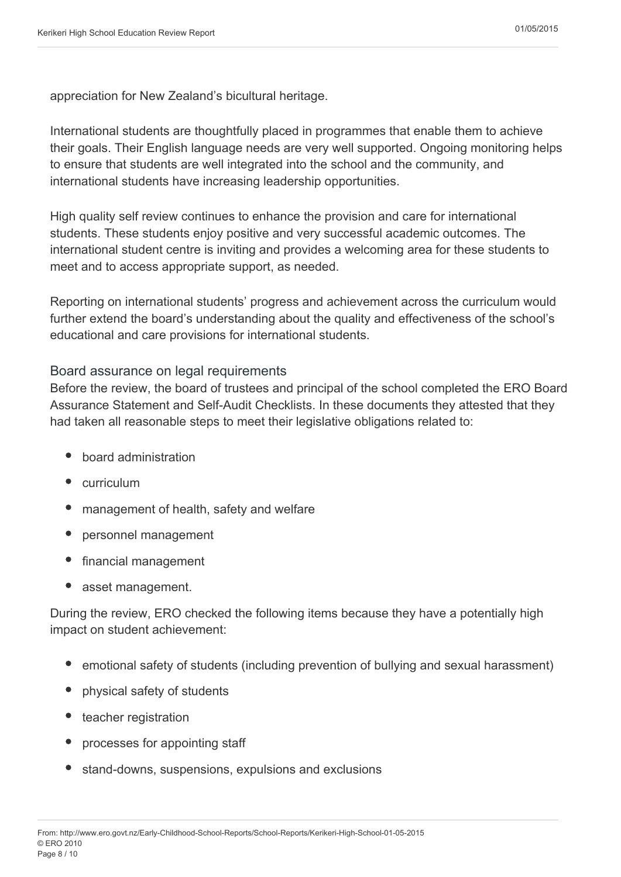appreciation for New Zealand's bicultural heritage.

International students are thoughtfully placed in programmes that enable them to achieve their goals. Their English language needs are very well supported. Ongoing monitoring helps to ensure that students are well integrated into the school and the community, and international students have increasing leadership opportunities.

High quality self review continues to enhance the provision and care for international students. These students enjoy positive and very successful academic outcomes. The international student centre is inviting and provides a welcoming area for these students to meet and to access appropriate support, as needed.

Reporting on international students' progress and achievement across the curriculum would further extend the board's understanding about the quality and effectiveness of the school's educational and care provisions for international students.

## Board assurance on legal requirements

Before the review, the board of trustees and principal of the school completed the ERO Board Assurance Statement and Self-Audit Checklists. In these documents they attested that they had taken all reasonable steps to meet their legislative obligations related to:

- board administration
- curriculum
- management of health, safety and welfare
- personnel management
- financial management
- asset management.

During the review, ERO checked the following items because they have a potentially high impact on student achievement:

- emotional safety of students (including prevention of bullying and sexual harassment)
- physical safety of students
- teacher registration
- processes for appointing staff
- stand-downs, suspensions, expulsions and exclusions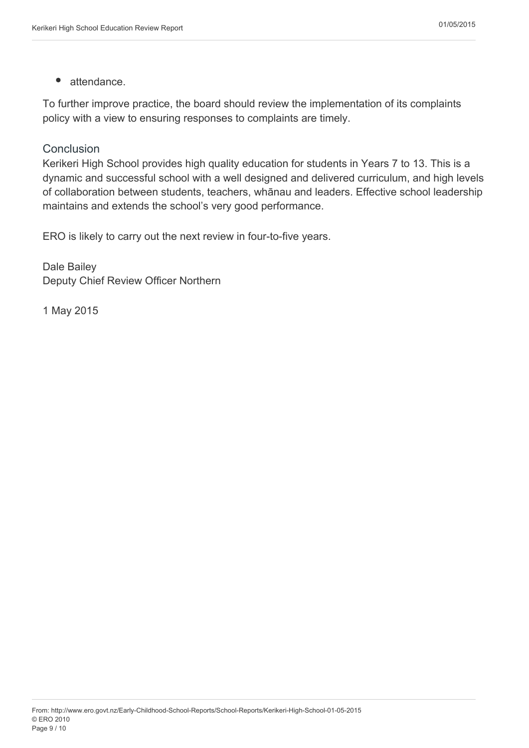- attendance.

To further improve practice, the board should review the implementation of its complaints policy with a view to ensuring responses to complaints are timely.

## Conclusion

Kerikeri High School provides high quality education for students in Years 7 to 13. This is a dynamic and successful school with a well designed and delivered curriculum, and high levels of collaboration between students, teachers, whānau and leaders. Effective school leadership maintains and extends the school's very good performance.

ERO is likely to carry out the next review in four-to-five years.

Dale Bailey
Deputy Chief Review Officer Northern

1 May 2015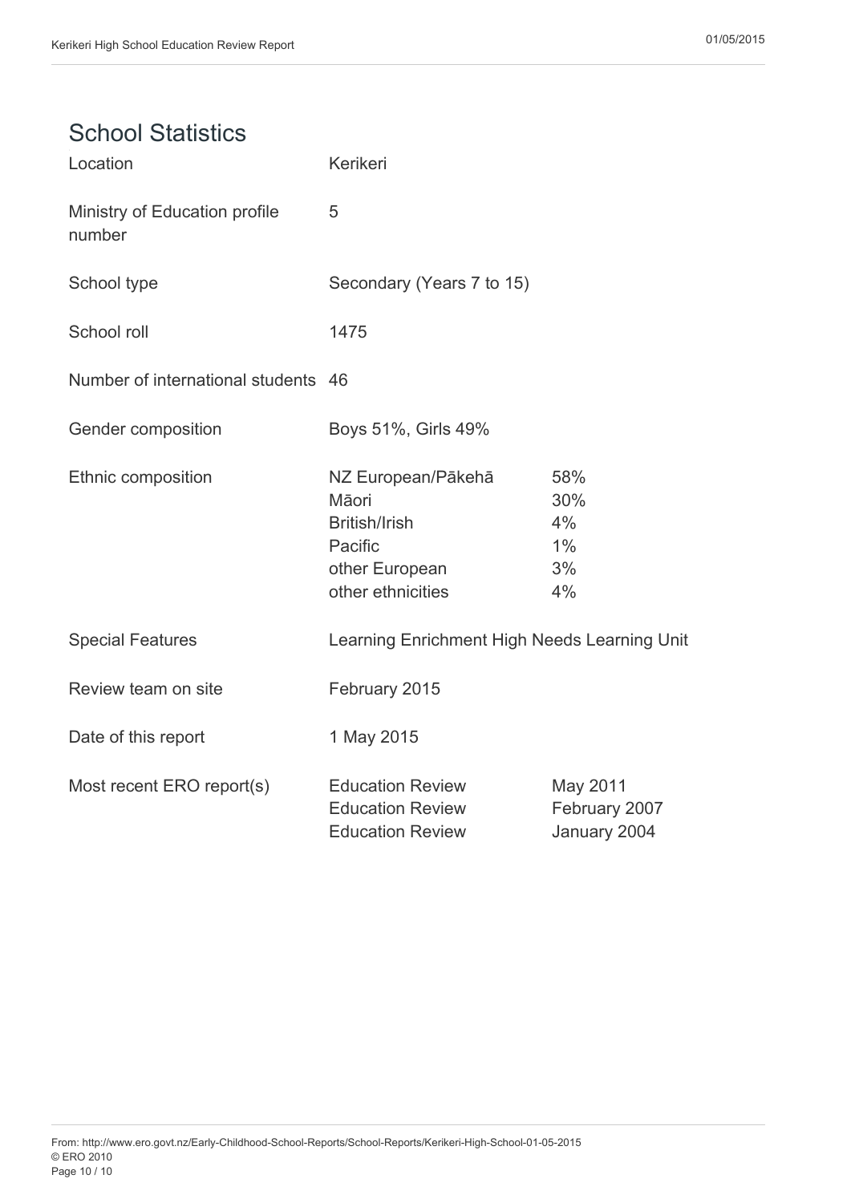## School Statistics

| | | |
|---|---|---|
| Location | Kerikeri | |
| Ministry of Education profile number | 5 | |
| School type | Secondary (Years 7 to 15) | |
| School roll | 1475 | |
| Number of international students | 46 | |
| Gender composition | Boys 51%, Girls 49% | |
| Ethnic composition | NZ European/Pākehā | 58% |
| | Māori | 30% |
| | British/Irish | 4% |
| | Pacific | 1% |
| | other European | 3% |
| | other ethnicities | 4% |
| Special Features | Learning Enrichment High Needs Learning Unit | |
| Review team on site | February 2015 | |
| Date of this report | 1 May 2015 | |
| Most recent ERO report(s) | Education Review | May 2011 |
| | Education Review | February 2007 |
| | Education Review | January 2004 |